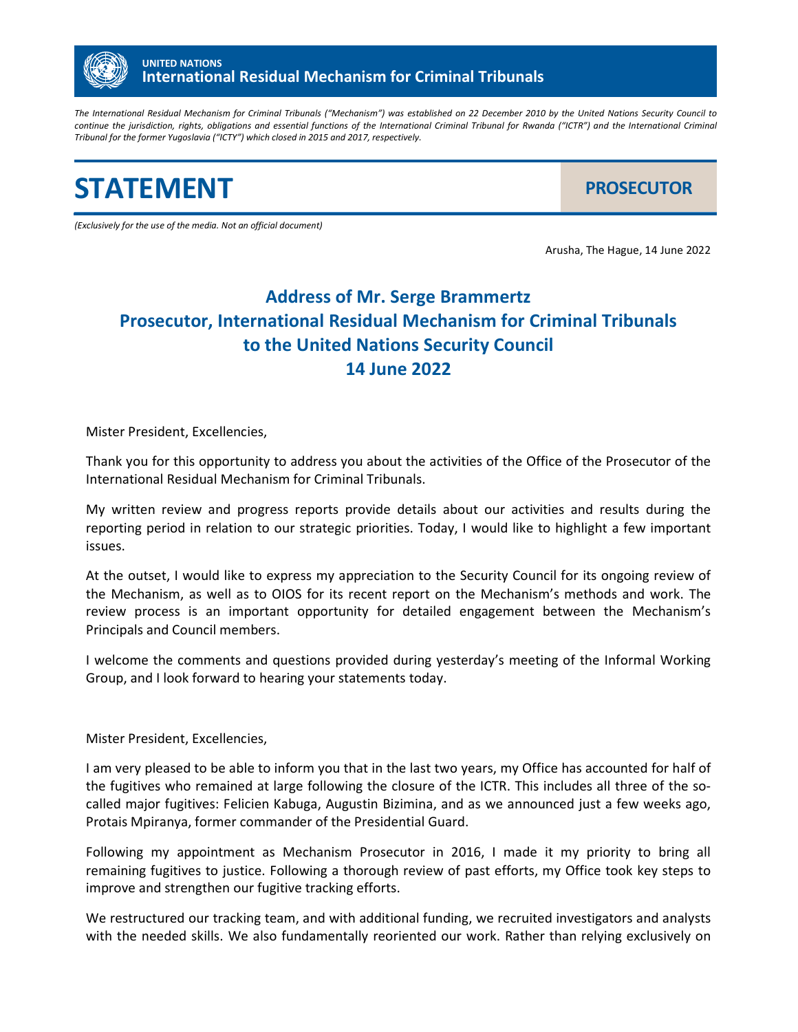**UNITED NATIONS**
**International Residual Mechanism for Criminal Tribunals**

*The International Residual Mechanism for Criminal Tribunals ("Mechanism") was established on 22 December 2010 by the United Nations Security Council to continue the jurisdiction, rights, obligations and essential functions of the International Criminal Tribunal for Rwanda ("ICTR") and the International Criminal Tribunal for the former Yugoslavia ("ICTY") which closed in 2015 and 2017, respectively.*

# STATEMENT

**PROSECUTOR**

*(Exclusively for the use of the media. Not an official document)*

Arusha, The Hague, 14 June 2022

## Address of Mr. Serge Brammertz
## Prosecutor, International Residual Mechanism for Criminal Tribunals
## to the United Nations Security Council
## 14 June 2022

Mister President, Excellencies,

Thank you for this opportunity to address you about the activities of the Office of the Prosecutor of the International Residual Mechanism for Criminal Tribunals.

My written review and progress reports provide details about our activities and results during the reporting period in relation to our strategic priorities. Today, I would like to highlight a few important issues.

At the outset, I would like to express my appreciation to the Security Council for its ongoing review of the Mechanism, as well as to OIOS for its recent report on the Mechanism's methods and work. The review process is an important opportunity for detailed engagement between the Mechanism's Principals and Council members.

I welcome the comments and questions provided during yesterday's meeting of the Informal Working Group, and I look forward to hearing your statements today.

Mister President, Excellencies,

I am very pleased to be able to inform you that in the last two years, my Office has accounted for half of the fugitives who remained at large following the closure of the ICTR. This includes all three of the so-called major fugitives: Felicien Kabuga, Augustin Bizimina, and as we announced just a few weeks ago, Protais Mpiranya, former commander of the Presidential Guard.

Following my appointment as Mechanism Prosecutor in 2016, I made it my priority to bring all remaining fugitives to justice. Following a thorough review of past efforts, my Office took key steps to improve and strengthen our fugitive tracking efforts.

We restructured our tracking team, and with additional funding, we recruited investigators and analysts with the needed skills. We also fundamentally reoriented our work. Rather than relying exclusively on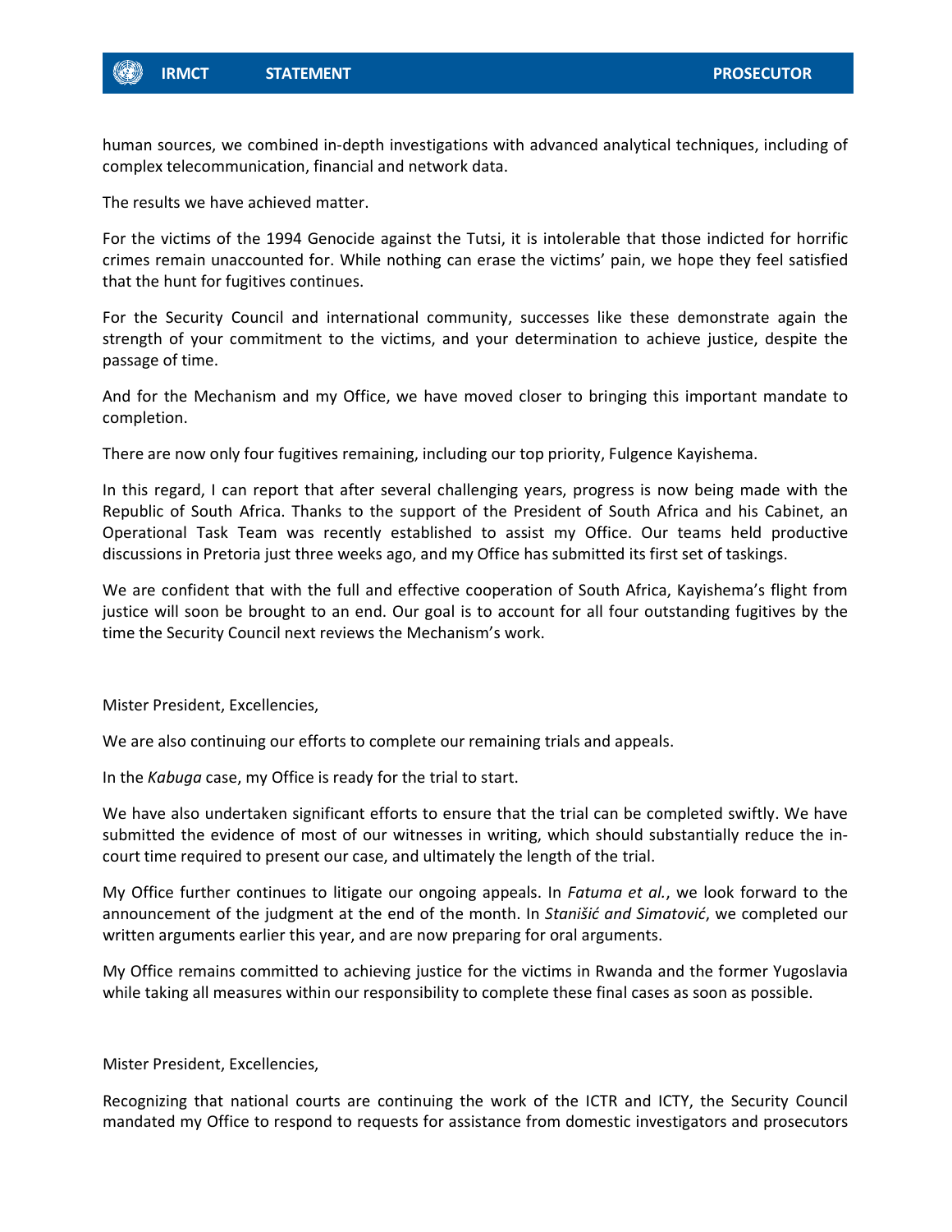human sources, we combined in-depth investigations with advanced analytical techniques, including of complex telecommunication, financial and network data.

The results we have achieved matter.

For the victims of the 1994 Genocide against the Tutsi, it is intolerable that those indicted for horrific crimes remain unaccounted for. While nothing can erase the victims' pain, we hope they feel satisfied that the hunt for fugitives continues.

For the Security Council and international community, successes like these demonstrate again the strength of your commitment to the victims, and your determination to achieve justice, despite the passage of time.

And for the Mechanism and my Office, we have moved closer to bringing this important mandate to completion.

There are now only four fugitives remaining, including our top priority, Fulgence Kayishema.

In this regard, I can report that after several challenging years, progress is now being made with the Republic of South Africa. Thanks to the support of the President of South Africa and his Cabinet, an Operational Task Team was recently established to assist my Office. Our teams held productive discussions in Pretoria just three weeks ago, and my Office has submitted its first set of taskings.

We are confident that with the full and effective cooperation of South Africa, Kayishema's flight from justice will soon be brought to an end. Our goal is to account for all four outstanding fugitives by the time the Security Council next reviews the Mechanism's work.

Mister President, Excellencies,

We are also continuing our efforts to complete our remaining trials and appeals.

In the *Kabuga* case, my Office is ready for the trial to start.

We have also undertaken significant efforts to ensure that the trial can be completed swiftly. We have submitted the evidence of most of our witnesses in writing, which should substantially reduce the in-court time required to present our case, and ultimately the length of the trial.

My Office further continues to litigate our ongoing appeals. In *Fatuma et al.*, we look forward to the announcement of the judgment at the end of the month. In *Stanišić and Simatović*, we completed our written arguments earlier this year, and are now preparing for oral arguments.

My Office remains committed to achieving justice for the victims in Rwanda and the former Yugoslavia while taking all measures within our responsibility to complete these final cases as soon as possible.

Mister President, Excellencies,

Recognizing that national courts are continuing the work of the ICTR and ICTY, the Security Council mandated my Office to respond to requests for assistance from domestic investigators and prosecutors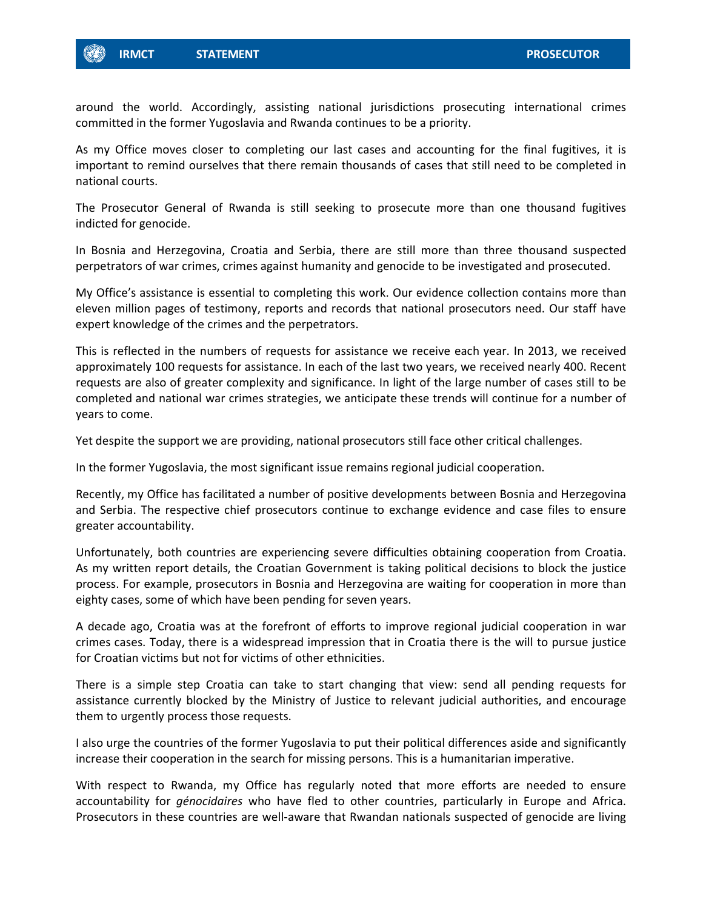around the world. Accordingly, assisting national jurisdictions prosecuting international crimes committed in the former Yugoslavia and Rwanda continues to be a priority.

As my Office moves closer to completing our last cases and accounting for the final fugitives, it is important to remind ourselves that there remain thousands of cases that still need to be completed in national courts.

The Prosecutor General of Rwanda is still seeking to prosecute more than one thousand fugitives indicted for genocide.

In Bosnia and Herzegovina, Croatia and Serbia, there are still more than three thousand suspected perpetrators of war crimes, crimes against humanity and genocide to be investigated and prosecuted.

My Office's assistance is essential to completing this work. Our evidence collection contains more than eleven million pages of testimony, reports and records that national prosecutors need. Our staff have expert knowledge of the crimes and the perpetrators.

This is reflected in the numbers of requests for assistance we receive each year. In 2013, we received approximately 100 requests for assistance. In each of the last two years, we received nearly 400. Recent requests are also of greater complexity and significance. In light of the large number of cases still to be completed and national war crimes strategies, we anticipate these trends will continue for a number of years to come.

Yet despite the support we are providing, national prosecutors still face other critical challenges.

In the former Yugoslavia, the most significant issue remains regional judicial cooperation.

Recently, my Office has facilitated a number of positive developments between Bosnia and Herzegovina and Serbia. The respective chief prosecutors continue to exchange evidence and case files to ensure greater accountability.

Unfortunately, both countries are experiencing severe difficulties obtaining cooperation from Croatia. As my written report details, the Croatian Government is taking political decisions to block the justice process. For example, prosecutors in Bosnia and Herzegovina are waiting for cooperation in more than eighty cases, some of which have been pending for seven years.

A decade ago, Croatia was at the forefront of efforts to improve regional judicial cooperation in war crimes cases. Today, there is a widespread impression that in Croatia there is the will to pursue justice for Croatian victims but not for victims of other ethnicities.

There is a simple step Croatia can take to start changing that view: send all pending requests for assistance currently blocked by the Ministry of Justice to relevant judicial authorities, and encourage them to urgently process those requests.

I also urge the countries of the former Yugoslavia to put their political differences aside and significantly increase their cooperation in the search for missing persons. This is a humanitarian imperative.

With respect to Rwanda, my Office has regularly noted that more efforts are needed to ensure accountability for *génocidaires* who have fled to other countries, particularly in Europe and Africa. Prosecutors in these countries are well-aware that Rwandan nationals suspected of genocide are living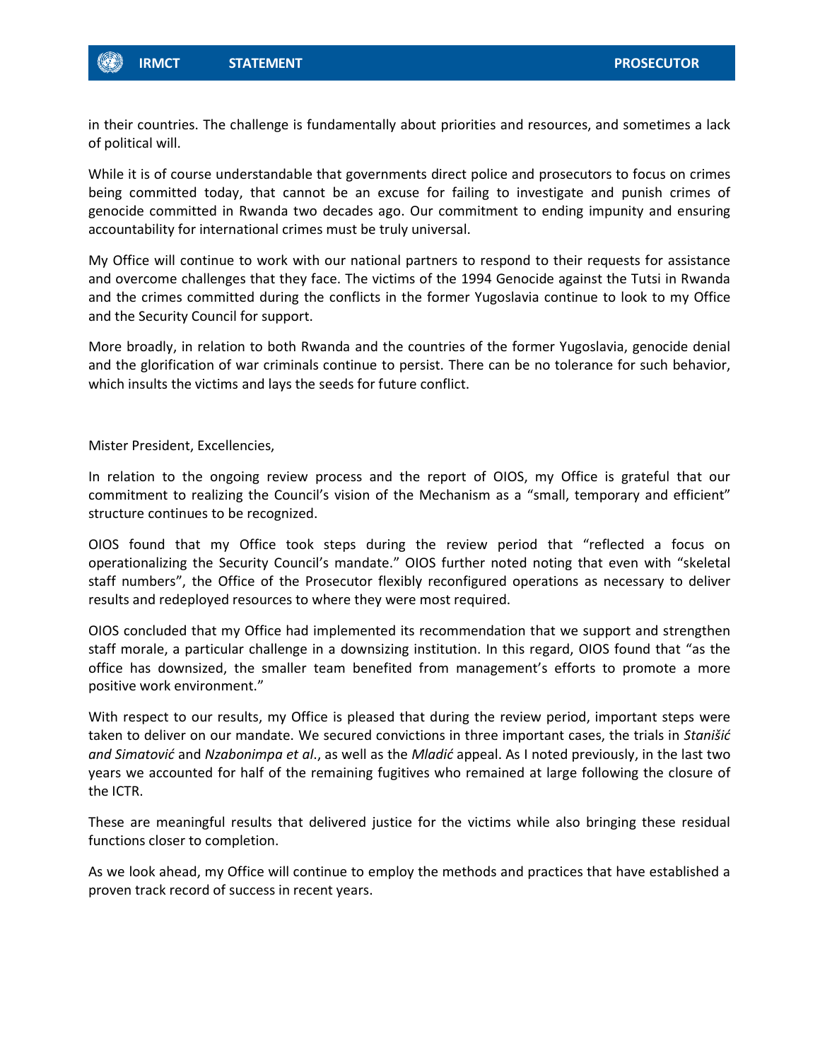in their countries. The challenge is fundamentally about priorities and resources, and sometimes a lack of political will.

While it is of course understandable that governments direct police and prosecutors to focus on crimes being committed today, that cannot be an excuse for failing to investigate and punish crimes of genocide committed in Rwanda two decades ago. Our commitment to ending impunity and ensuring accountability for international crimes must be truly universal.

My Office will continue to work with our national partners to respond to their requests for assistance and overcome challenges that they face. The victims of the 1994 Genocide against the Tutsi in Rwanda and the crimes committed during the conflicts in the former Yugoslavia continue to look to my Office and the Security Council for support.

More broadly, in relation to both Rwanda and the countries of the former Yugoslavia, genocide denial and the glorification of war criminals continue to persist. There can be no tolerance for such behavior, which insults the victims and lays the seeds for future conflict.

Mister President, Excellencies,

In relation to the ongoing review process and the report of OIOS, my Office is grateful that our commitment to realizing the Council's vision of the Mechanism as a "small, temporary and efficient" structure continues to be recognized.

OIOS found that my Office took steps during the review period that "reflected a focus on operationalizing the Security Council's mandate." OIOS further noted noting that even with "skeletal staff numbers", the Office of the Prosecutor flexibly reconfigured operations as necessary to deliver results and redeployed resources to where they were most required.

OIOS concluded that my Office had implemented its recommendation that we support and strengthen staff morale, a particular challenge in a downsizing institution. In this regard, OIOS found that "as the office has downsized, the smaller team benefited from management's efforts to promote a more positive work environment."

With respect to our results, my Office is pleased that during the review period, important steps were taken to deliver on our mandate. We secured convictions in three important cases, the trials in *Stanišić and Simatović* and *Nzabonimpa et al*., as well as the *Mladić* appeal. As I noted previously, in the last two years we accounted for half of the remaining fugitives who remained at large following the closure of the ICTR.

These are meaningful results that delivered justice for the victims while also bringing these residual functions closer to completion.

As we look ahead, my Office will continue to employ the methods and practices that have established a proven track record of success in recent years.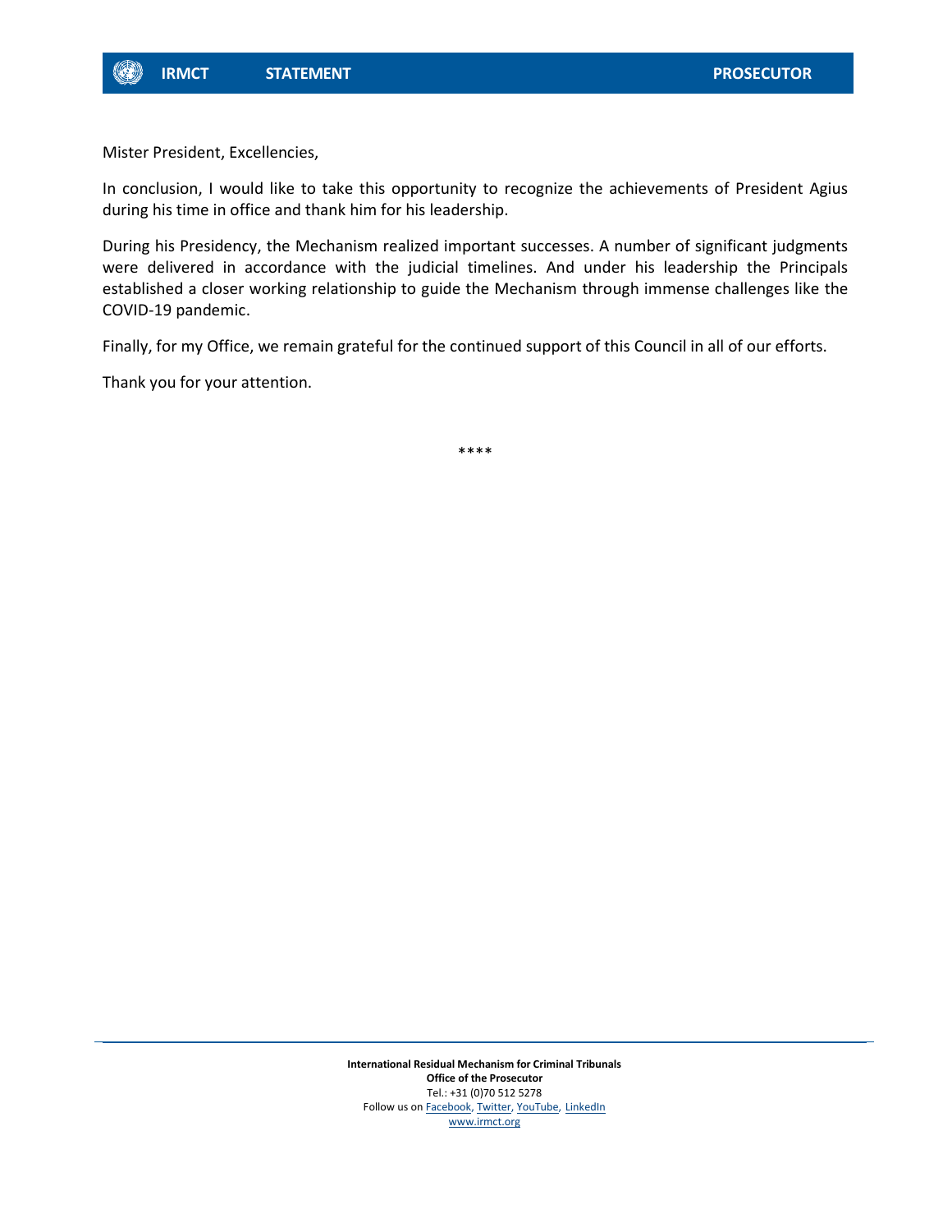Mister President, Excellencies,

In conclusion, I would like to take this opportunity to recognize the achievements of President Agius during his time in office and thank him for his leadership.

During his Presidency, the Mechanism realized important successes. A number of significant judgments were delivered in accordance with the judicial timelines. And under his leadership the Principals established a closer working relationship to guide the Mechanism through immense challenges like the COVID-19 pandemic.

Finally, for my Office, we remain grateful for the continued support of this Council in all of our efforts.

Thank you for your attention.

****